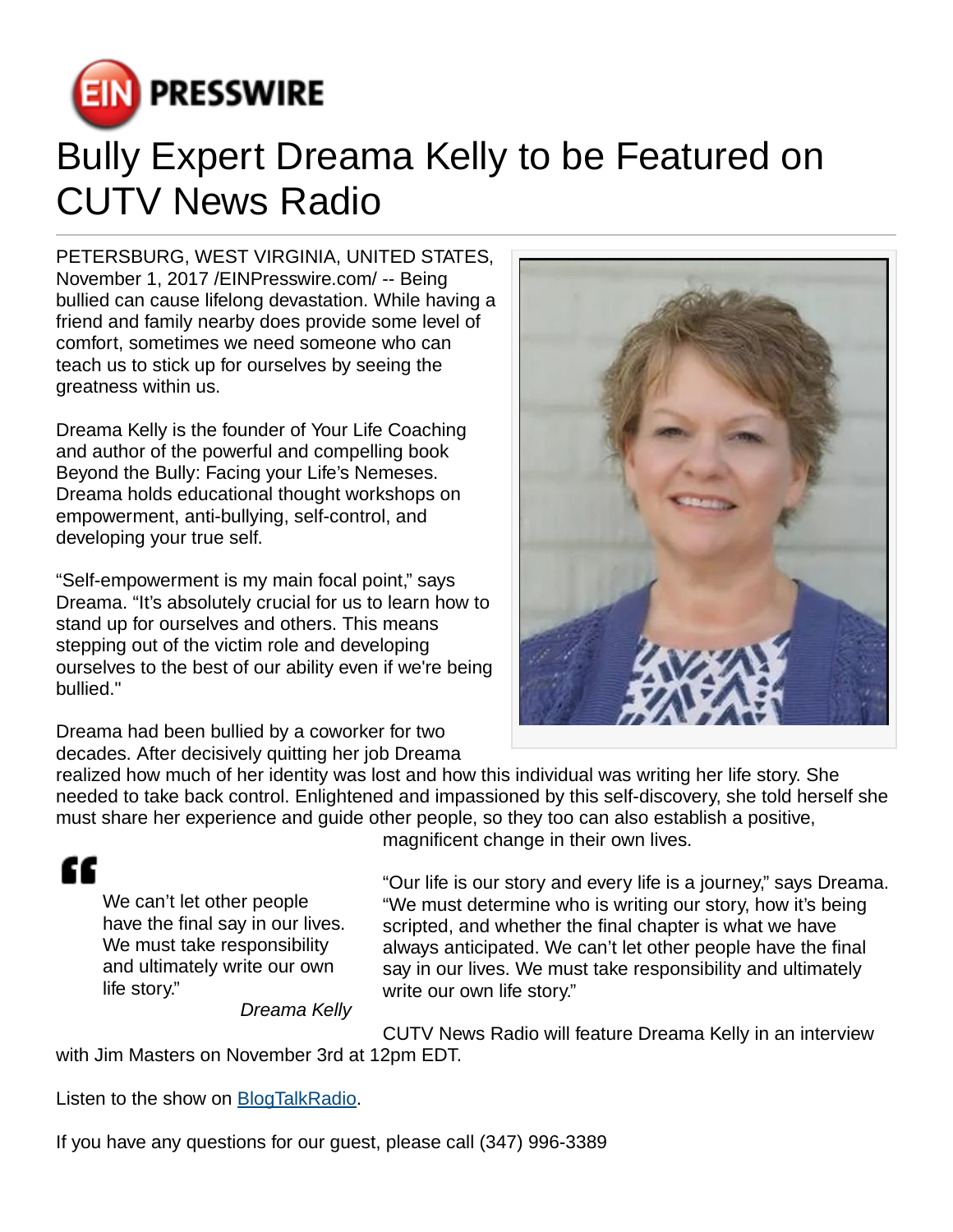# Bully Expert Dreama Kelly to be Featured on CUTV News Radio

PETERSBURG, WEST VIRGINIA, UNITED STATES, November 1, 2017 /EINPresswire.com/ -- Being bullied can cause lifelong devastation. While having a friend and family nearby does provide some level of comfort, sometimes we need someone who can teach us to stick up for ourselves by seeing the greatness within us.

Dreama Kelly is the founder of Your Life Coaching and author of the powerful and compelling book Beyond the Bully: Facing your Life's Nemeses. Dreama holds educational thought workshops on empowerment, anti-bullying, self-control, and developing your true self.

"Self-empowerment is my main focal point," says Dreama. "It's absolutely crucial for us to learn how to stand up for ourselves and others. This means stepping out of the victim role and developing ourselves to the best of our ability even if we're being bullied."

Dreama had been bullied by a coworker for two decades. After decisively quitting her job Dreama realized how much of her identity was lost and how this individual was writing her life story. She needed to take back control. Enlightened and impassioned by this self-discovery, she told herself she must share her experience and guide other people, so they too can also establish a positive, magnificent change in their own lives.

> We can't let other people have the final say in our lives. We must take responsibility and ultimately write our own life story."
>
> *Dreama Kelly*

"Our life is our story and every life is a journey," says Dreama. "We must determine who is writing our story, how it's being scripted, and whether the final chapter is what we have always anticipated. We can't let other people have the final say in our lives. We must take responsibility and ultimately write our own life story."

CUTV News Radio will feature Dreama Kelly in an interview with Jim Masters on November 3rd at 12pm EDT.

Listen to the show on BlogTalkRadio.

If you have any questions for our guest, please call (347) 996-3389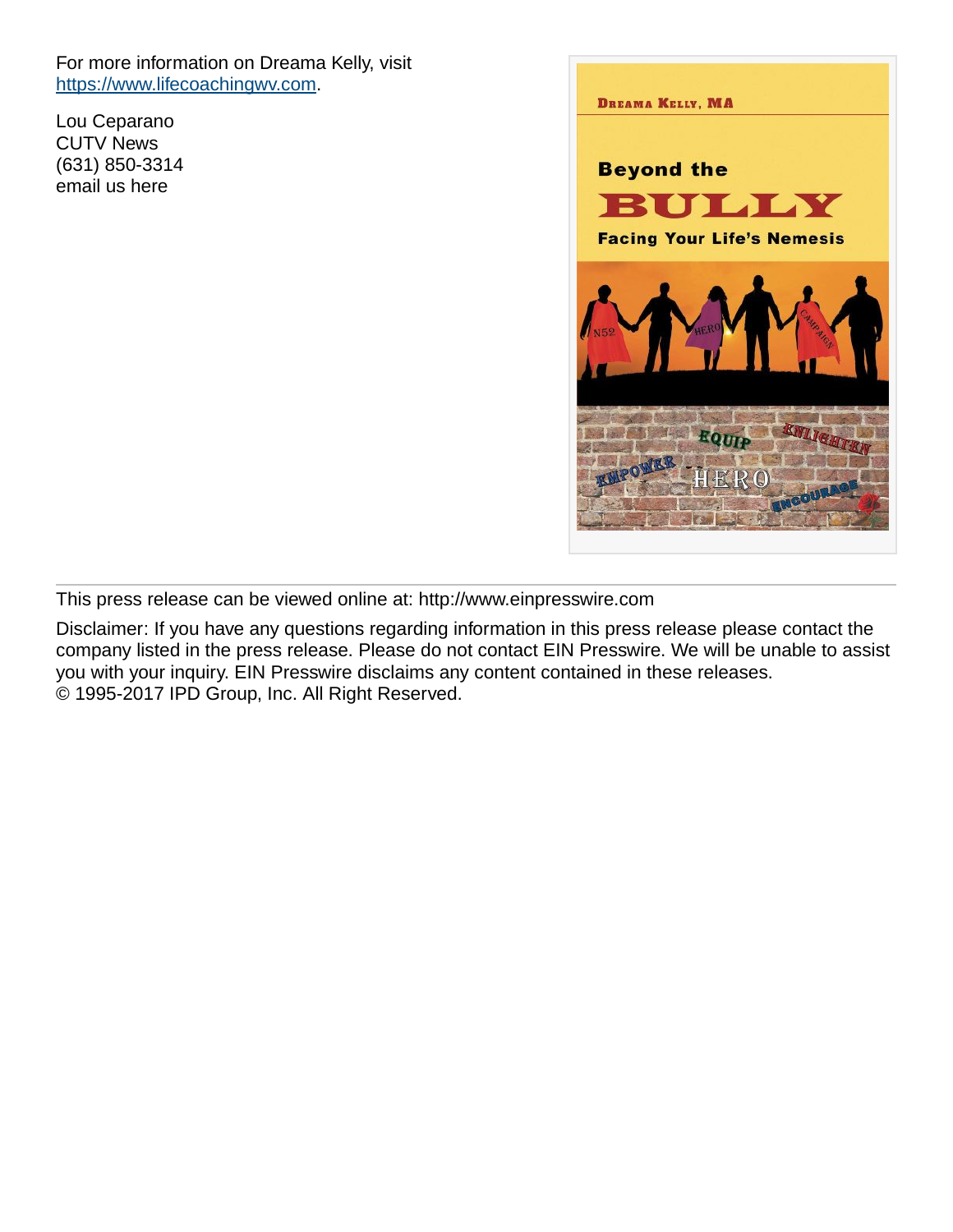For more information on Dreama Kelly, visit [https://www.lifecoachingwv.com](https://www.lifecoachingwv.com).

Lou Ceparano
CUTV News
(631) 850-3314
email us here

This press release can be viewed online at: http://www.einpresswire.com

Disclaimer: If you have any questions regarding information in this press release please contact the company listed in the press release. Please do not contact EIN Presswire. We will be unable to assist you with your inquiry. EIN Presswire disclaims any content contained in these releases.
© 1995-2017 IPD Group, Inc. All Right Reserved.